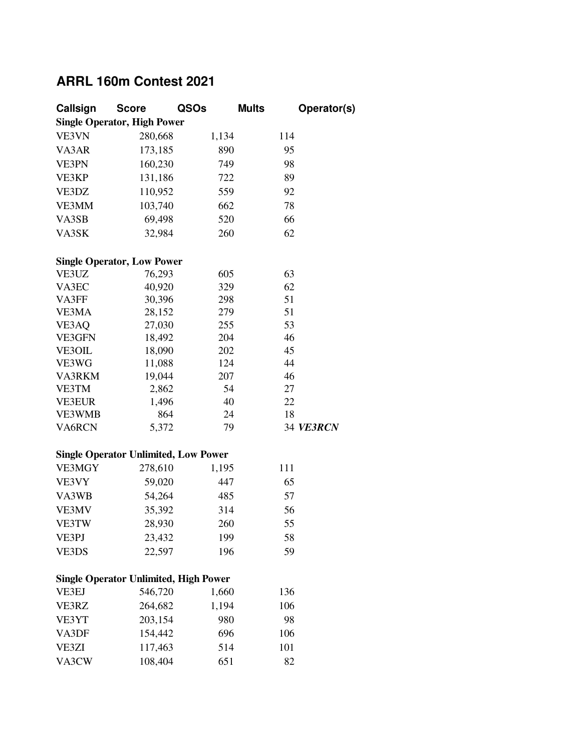# ARRL 160m Contest 2021

| Callsign | Score | QSOs | Mults | Operator(s) |
|---|---|---|---|---|
| **Single Operator, High Power** | | | | |
| VE3VN | 280,668 | 1,134 | 114 | |
| VA3AR | 173,185 | 890 | 95 | |
| VE3PN | 160,230 | 749 | 98 | |
| VE3KP | 131,186 | 722 | 89 | |
| VE3DZ | 110,952 | 559 | 92 | |
| VE3MM | 103,740 | 662 | 78 | |
| VA3SB | 69,498 | 520 | 66 | |
| VA3SK | 32,984 | 260 | 62 | |
| **Single Operator, Low Power** | | | | |
| VE3UZ | 76,293 | 605 | 63 | |
| VA3EC | 40,920 | 329 | 62 | |
| VA3FF | 30,396 | 298 | 51 | |
| VE3MA | 28,152 | 279 | 51 | |
| VE3AQ | 27,030 | 255 | 53 | |
| VE3GFN | 18,492 | 204 | 46 | |
| VE3OIL | 18,090 | 202 | 45 | |
| VE3WG | 11,088 | 124 | 44 | |
| VA3RKM | 19,044 | 207 | 46 | |
| VE3TM | 2,862 | 54 | 27 | |
| VE3EUR | 1,496 | 40 | 22 | |
| VE3WMB | 864 | 24 | 18 | |
| VA6RCN | 5,372 | 79 | 34 | ***VE3RCN*** |
| **Single Operator Unlimited, Low Power** | | | | |
| VE3MGY | 278,610 | 1,195 | 111 | |
| VE3VY | 59,020 | 447 | 65 | |
| VA3WB | 54,264 | 485 | 57 | |
| VE3MV | 35,392 | 314 | 56 | |
| VE3TW | 28,930 | 260 | 55 | |
| VE3PJ | 23,432 | 199 | 58 | |
| VE3DS | 22,597 | 196 | 59 | |
| **Single Operator Unlimited, High Power** | | | | |
| VE3EJ | 546,720 | 1,660 | 136 | |
| VE3RZ | 264,682 | 1,194 | 106 | |
| VE3YT | 203,154 | 980 | 98 | |
| VA3DF | 154,442 | 696 | 106 | |
| VE3ZI | 117,463 | 514 | 101 | |
| VA3CW | 108,404 | 651 | 82 | |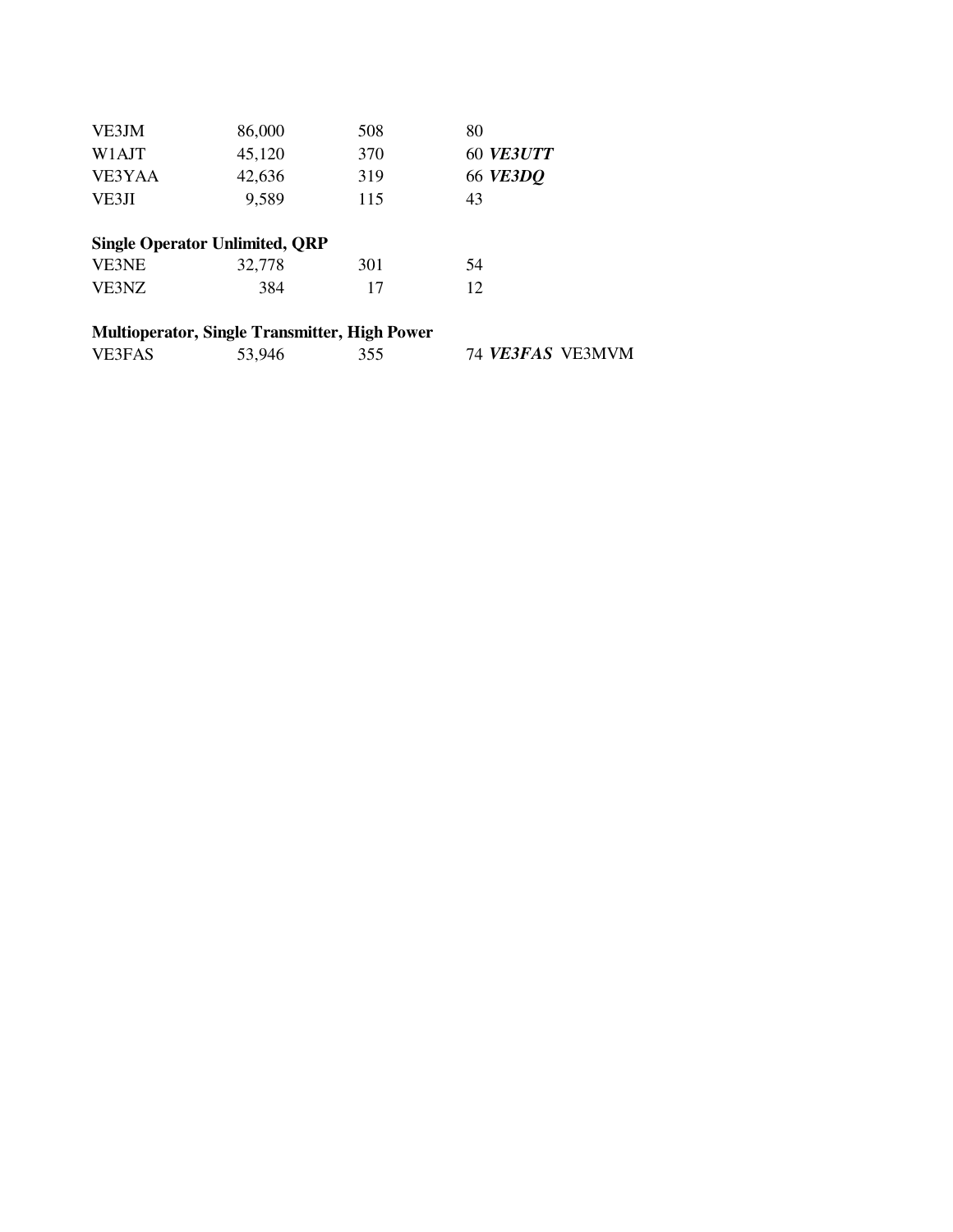| | | | |
|---|---|---|---|
| VE3JM | 86,000 | 508 | 80 |
| W1AJT | 45,120 | 370 | 60 ***VE3UTT*** |
| VE3YAA | 42,636 | 319 | 66 ***VE3DQ*** |
| VE3JI | 9,589 | 115 | 43 |

**Single Operator Unlimited, QRP**

| | | | |
|---|---|---|---|
| VE3NE | 32,778 | 301 | 54 |
| VE3NZ | 384 | 17 | 12 |

**Multioperator, Single Transmitter, High Power**

| | | | |
|---|---|---|---|
| VE3FAS | 53,946 | 355 | 74 ***VE3FAS*** VE3MVM |